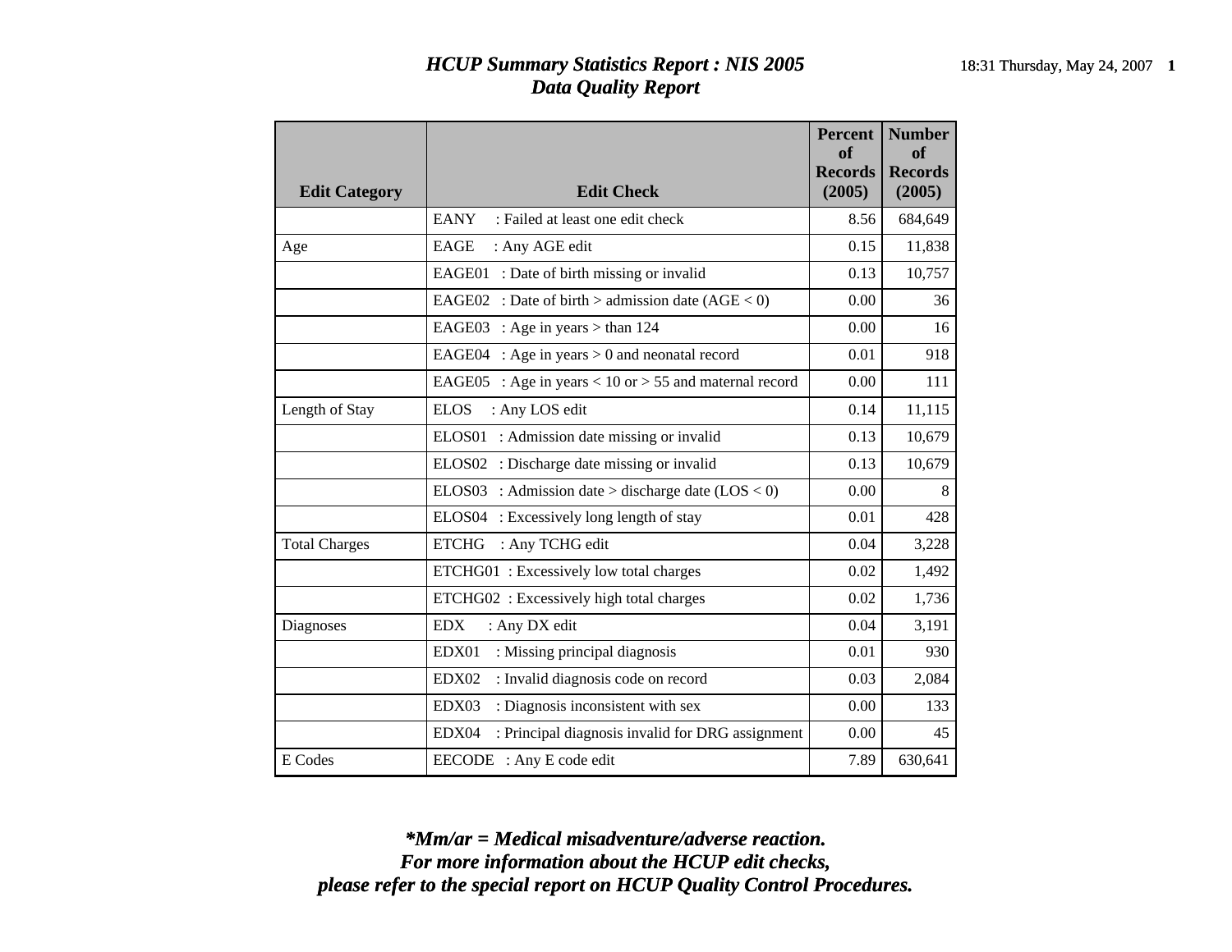# *HCUP Summary Statistics Report : NIS 2005*
## *Data Quality Report*

| Edit Category | Edit Check | Percent of Records (2005) | Number of Records (2005) |
|---|---|---|---|
| | EANY : Failed at least one edit check | 8.56 | 684,649 |
| Age | EAGE : Any AGE edit | 0.15 | 11,838 |
| | EAGE01 : Date of birth missing or invalid | 0.13 | 10,757 |
| | EAGE02 : Date of birth > admission date (AGE < 0) | 0.00 | 36 |
| | EAGE03 : Age in years > than 124 | 0.00 | 16 |
| | EAGE04 : Age in years > 0 and neonatal record | 0.01 | 918 |
| | EAGE05 : Age in years < 10 or > 55 and maternal record | 0.00 | 111 |
| Length of Stay | ELOS : Any LOS edit | 0.14 | 11,115 |
| | ELOS01 : Admission date missing or invalid | 0.13 | 10,679 |
| | ELOS02 : Discharge date missing or invalid | 0.13 | 10,679 |
| | ELOS03 : Admission date > discharge date (LOS < 0) | 0.00 | 8 |
| | ELOS04 : Excessively long length of stay | 0.01 | 428 |
| Total Charges | ETCHG : Any TCHG edit | 0.04 | 3,228 |
| | ETCHG01 : Excessively low total charges | 0.02 | 1,492 |
| | ETCHG02 : Excessively high total charges | 0.02 | 1,736 |
| Diagnoses | EDX : Any DX edit | 0.04 | 3,191 |
| | EDX01 : Missing principal diagnosis | 0.01 | 930 |
| | EDX02 : Invalid diagnosis code on record | 0.03 | 2,084 |
| | EDX03 : Diagnosis inconsistent with sex | 0.00 | 133 |
| | EDX04 : Principal diagnosis invalid for DRG assignment | 0.00 | 45 |
| E Codes | EECODE : Any E code edit | 7.89 | 630,641 |

***Mm/ar = Medical misadventure/adverse reaction.***
***For more information about the HCUP edit checks,***
***please refer to the special report on HCUP Quality Control Procedures.***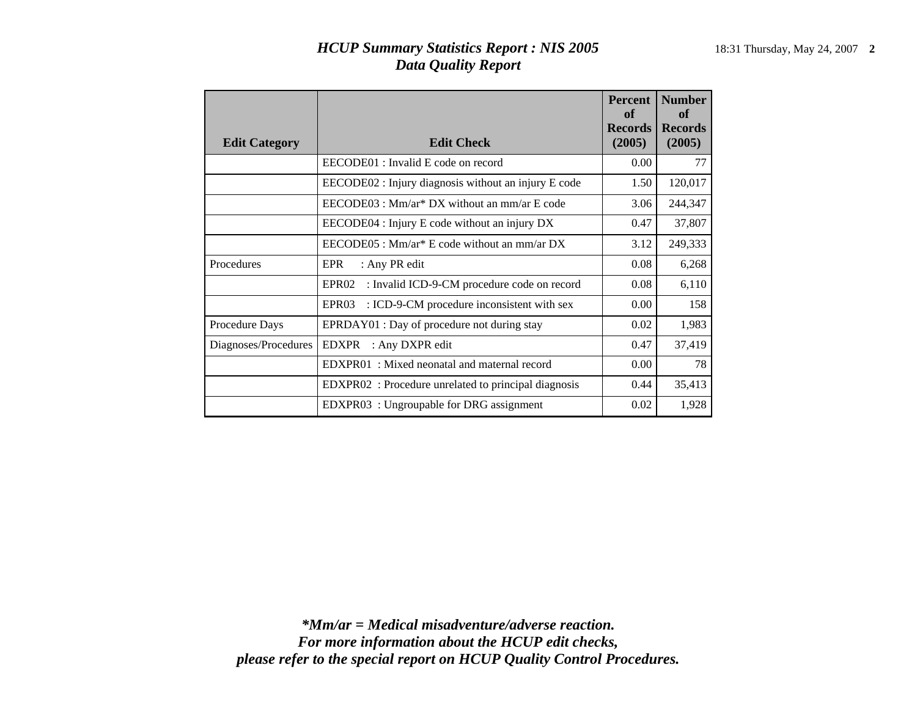# *HCUP Summary Statistics Report : NIS 2005*
## *Data Quality Report*

| Edit Category | Edit Check | Percent of Records (2005) | Number of Records (2005) |
|---|---|---|---|
| | EECODE01 : Invalid E code on record | 0.00 | 77 |
| | EECODE02 : Injury diagnosis without an injury E code | 1.50 | 120,017 |
| | EECODE03 : Mm/ar* DX without an mm/ar E code | 3.06 | 244,347 |
| | EECODE04 : Injury E code without an injury DX | 0.47 | 37,807 |
| | EECODE05 : Mm/ar* E code without an mm/ar DX | 3.12 | 249,333 |
| Procedures | EPR : Any PR edit | 0.08 | 6,268 |
| | EPR02 : Invalid ICD-9-CM procedure code on record | 0.08 | 6,110 |
| | EPR03 : ICD-9-CM procedure inconsistent with sex | 0.00 | 158 |
| Procedure Days | EPRDAY01 : Day of procedure not during stay | 0.02 | 1,983 |
| Diagnoses/Procedures | EDXPR : Any DXPR edit | 0.47 | 37,419 |
| | EDXPR01 : Mixed neonatal and maternal record | 0.00 | 78 |
| | EDXPR02 : Procedure unrelated to principal diagnosis | 0.44 | 35,413 |
| | EDXPR03 : Ungroupable for DRG assignment | 0.02 | 1,928 |

***Mm/ar = Medical misadventure/adverse reaction.***
***For more information about the HCUP edit checks,***
***please refer to the special report on HCUP Quality Control Procedures.***